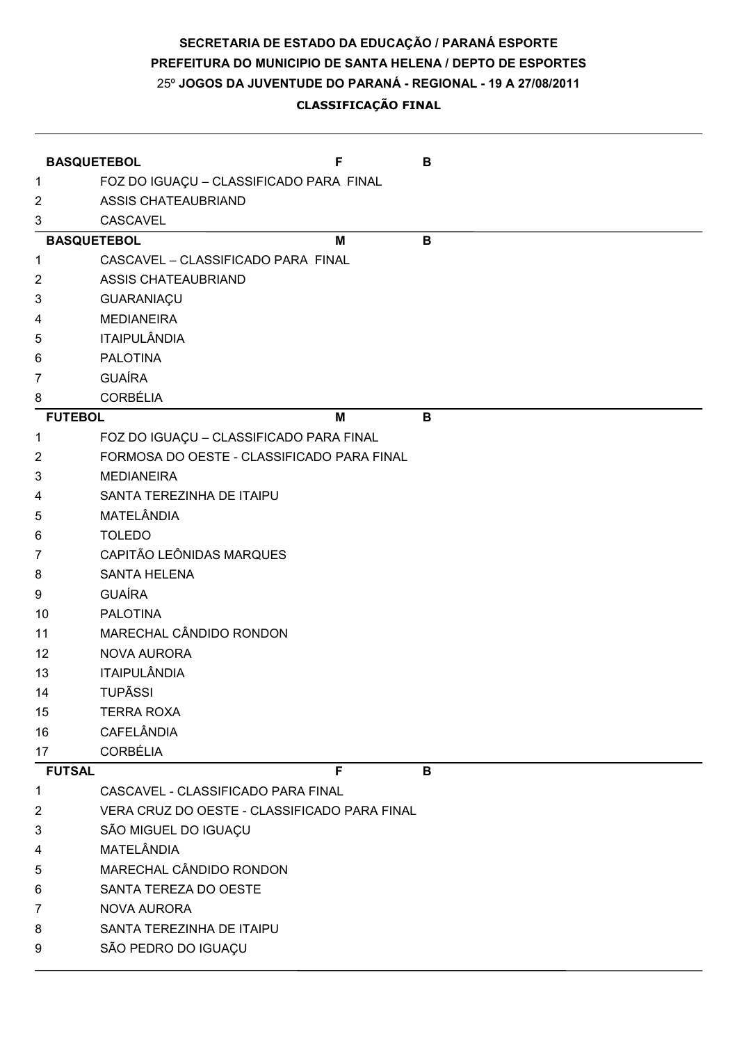**SECRETARIA DE ESTADO DA EDUCAÇÃO / PARANÁ ESPORTE**

**PREFEITURA DO MUNICIPIO DE SANTA HELENA / DEPTO DE ESPORTES**

25º **JOGOS DA JUVENTUDE DO PARANÁ - REGIONAL - 19 A 27/08/2011**

**CLASSIFICAÇÃO FINAL**

| **BASQUETEBOL** | | **F** | **B** |
|---|---|---|---|
| 1 | FOZ DO IGUAÇU – CLASSIFICADO PARA FINAL | | |
| 2 | ASSIS CHATEAUBRIAND | | |
| 3 | CASCAVEL | | |

| **BASQUETEBOL** | | **M** | **B** |
|---|---|---|---|
| 1 | CASCAVEL – CLASSIFICADO PARA FINAL | | |
| 2 | ASSIS CHATEAUBRIAND | | |
| 3 | GUARANIAÇU | | |
| 4 | MEDIANEIRA | | |
| 5 | ITAIPULÂNDIA | | |
| 6 | PALOTINA | | |
| 7 | GUAÍRA | | |
| 8 | CORBÉLIA | | |

| **FUTEBOL** | | **M** | **B** |
|---|---|---|---|
| 1 | FOZ DO IGUAÇU – CLASSIFICADO PARA FINAL | | |
| 2 | FORMOSA DO OESTE - CLASSIFICADO PARA FINAL | | |
| 3 | MEDIANEIRA | | |
| 4 | SANTA TEREZINHA DE ITAIPU | | |
| 5 | MATELÂNDIA | | |
| 6 | TOLEDO | | |
| 7 | CAPITÃO LEÔNIDAS MARQUES | | |
| 8 | SANTA HELENA | | |
| 9 | GUAÍRA | | |
| 10 | PALOTINA | | |
| 11 | MARECHAL CÂNDIDO RONDON | | |
| 12 | NOVA AURORA | | |
| 13 | ITAIPULÂNDIA | | |
| 14 | TUPÃSSI | | |
| 15 | TERRA ROXA | | |
| 16 | CAFELÂNDIA | | |
| 17 | CORBÉLIA | | |

| **FUTSAL** | | **F** | **B** |
|---|---|---|---|
| 1 | CASCAVEL - CLASSIFICADO PARA FINAL | | |
| 2 | VERA CRUZ DO OESTE - CLASSIFICADO PARA FINAL | | |
| 3 | SÃO MIGUEL DO IGUAÇU | | |
| 4 | MATELÂNDIA | | |
| 5 | MARECHAL CÂNDIDO RONDON | | |
| 6 | SANTA TEREZA DO OESTE | | |
| 7 | NOVA AURORA | | |
| 8 | SANTA TEREZINHA DE ITAIPU | | |
| 9 | SÃO PEDRO DO IGUAÇU | | |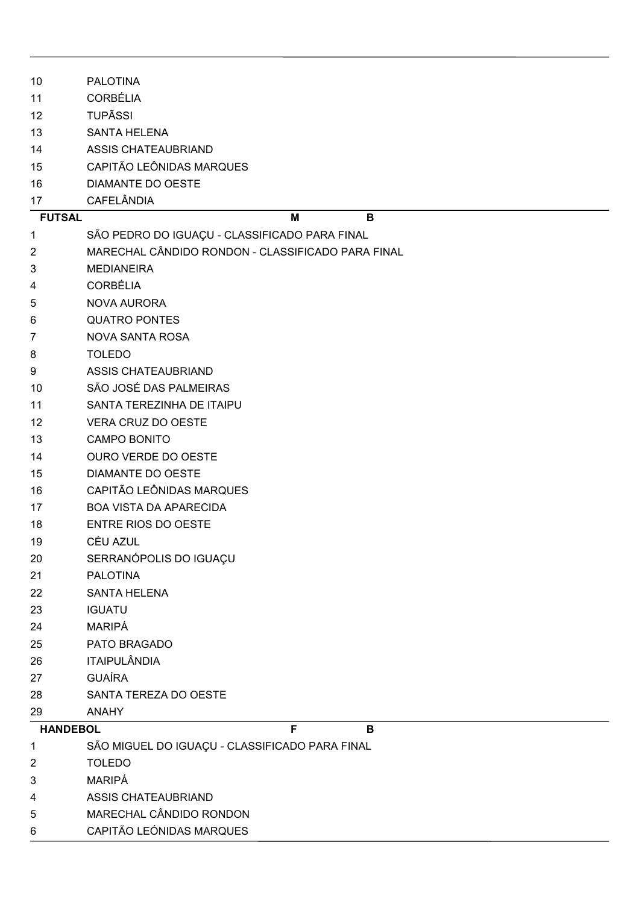| | |
|---|---|
| 10 | PALOTINA |
| 11 | CORBÉLIA |
| 12 | TUPÃSSI |
| 13 | SANTA HELENA |
| 14 | ASSIS CHATEAUBRIAND |
| 15 | CAPITÃO LEÔNIDAS MARQUES |
| 16 | DIAMANTE DO OESTE |
| 17 | CAFELÂNDIA |

| FUTSAL | M | B |
|---|---|---|
| 1 | SÃO PEDRO DO IGUAÇU - CLASSIFICADO PARA FINAL | |
| 2 | MARECHAL CÂNDIDO RONDON - CLASSIFICADO PARA FINAL | |
| 3 | MEDIANEIRA | |
| 4 | CORBÉLIA | |
| 5 | NOVA AURORA | |
| 6 | QUATRO PONTES | |
| 7 | NOVA SANTA ROSA | |
| 8 | TOLEDO | |
| 9 | ASSIS CHATEAUBRIAND | |
| 10 | SÃO JOSÉ DAS PALMEIRAS | |
| 11 | SANTA TEREZINHA DE ITAIPU | |
| 12 | VERA CRUZ DO OESTE | |
| 13 | CAMPO BONITO | |
| 14 | OURO VERDE DO OESTE | |
| 15 | DIAMANTE DO OESTE | |
| 16 | CAPITÃO LEÔNIDAS MARQUES | |
| 17 | BOA VISTA DA APARECIDA | |
| 18 | ENTRE RIOS DO OESTE | |
| 19 | CÉU AZUL | |
| 20 | SERRANÓPOLIS DO IGUAÇU | |
| 21 | PALOTINA | |
| 22 | SANTA HELENA | |
| 23 | IGUATU | |
| 24 | MARIPÁ | |
| 25 | PATO BRAGADO | |
| 26 | ITAIPULÂNDIA | |
| 27 | GUAÍRA | |
| 28 | SANTA TEREZA DO OESTE | |
| 29 | ANAHY | |

| HANDEBOL | F | B |
|---|---|---|
| 1 | SÃO MIGUEL DO IGUAÇU - CLASSIFICADO PARA FINAL | |
| 2 | TOLEDO | |
| 3 | MARIPÁ | |
| 4 | ASSIS CHATEAUBRIAND | |
| 5 | MARECHAL CÂNDIDO RONDON | |
| 6 | CAPITÃO LEÓNIDAS MARQUES | |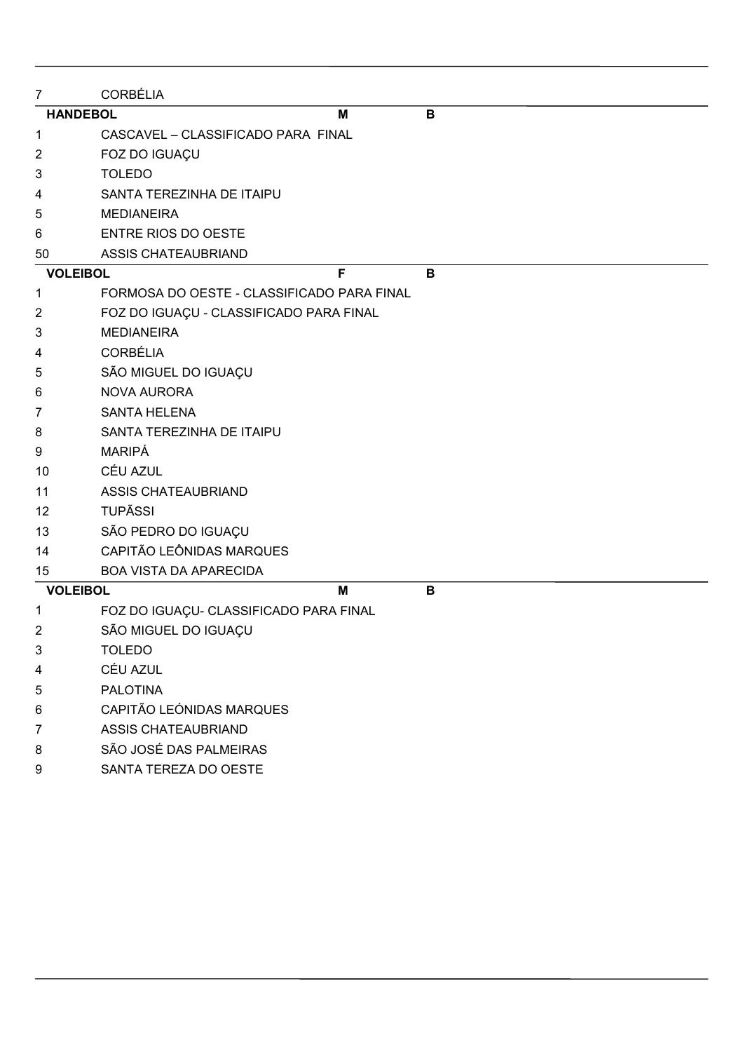| | | | |
|---|---|---|---|
| 7 | CORBÉLIA | | |
| **HANDEBOL** | | **M** | **B** |
| 1 | CASCAVEL – CLASSIFICADO PARA FINAL | | |
| 2 | FOZ DO IGUAÇU | | |
| 3 | TOLEDO | | |
| 4 | SANTA TEREZINHA DE ITAIPU | | |
| 5 | MEDIANEIRA | | |
| 6 | ENTRE RIOS DO OESTE | | |
| 50 | ASSIS CHATEAUBRIAND | | |
| **VOLEIBOL** | | **F** | **B** |
| 1 | FORMOSA DO OESTE - CLASSIFICADO PARA FINAL | | |
| 2 | FOZ DO IGUAÇU - CLASSIFICADO PARA FINAL | | |
| 3 | MEDIANEIRA | | |
| 4 | CORBÉLIA | | |
| 5 | SÃO MIGUEL DO IGUAÇU | | |
| 6 | NOVA AURORA | | |
| 7 | SANTA HELENA | | |
| 8 | SANTA TEREZINHA DE ITAIPU | | |
| 9 | MARIPÁ | | |
| 10 | CÉU AZUL | | |
| 11 | ASSIS CHATEAUBRIAND | | |
| 12 | TUPÃSSI | | |
| 13 | SÃO PEDRO DO IGUAÇU | | |
| 14 | CAPITÃO LEÔNIDAS MARQUES | | |
| 15 | BOA VISTA DA APARECIDA | | |
| **VOLEIBOL** | | **M** | **B** |
| 1 | FOZ DO IGUAÇU- CLASSIFICADO PARA FINAL | | |
| 2 | SÃO MIGUEL DO IGUAÇU | | |
| 3 | TOLEDO | | |
| 4 | CÉU AZUL | | |
| 5 | PALOTINA | | |
| 6 | CAPITÃO LEÓNIDAS MARQUES | | |
| 7 | ASSIS CHATEAUBRIAND | | |
| 8 | SÃO JOSÉ DAS PALMEIRAS | | |
| 9 | SANTA TEREZA DO OESTE | | |